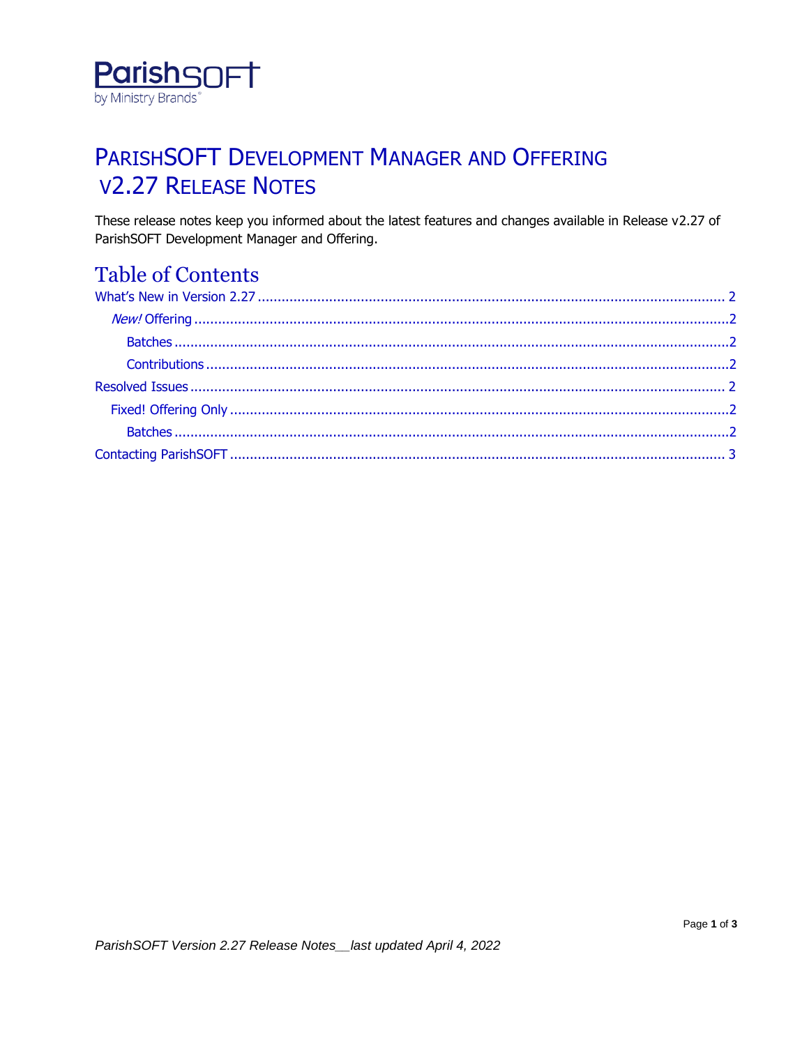ParishSOFT
by Ministry Brands

# PARISHSOFT DEVELOPMENT MANAGER AND OFFERING V2.27 RELEASE NOTES

These release notes keep you informed about the latest features and changes available in Release v2.27 of ParishSOFT Development Manager and Offering.

## Table of Contents

- What's New in Version 2.27 ........ 2
  - *New!* Offering ........ 2
    - Batches ........ 2
    - Contributions ........ 2
- Resolved Issues ........ 2
  - Fixed! Offering Only ........ 2
    - Batches ........ 2
- Contacting ParishSOFT ........ 3

*ParishSOFT Version 2.27 Release Notes__last updated April 4, 2022*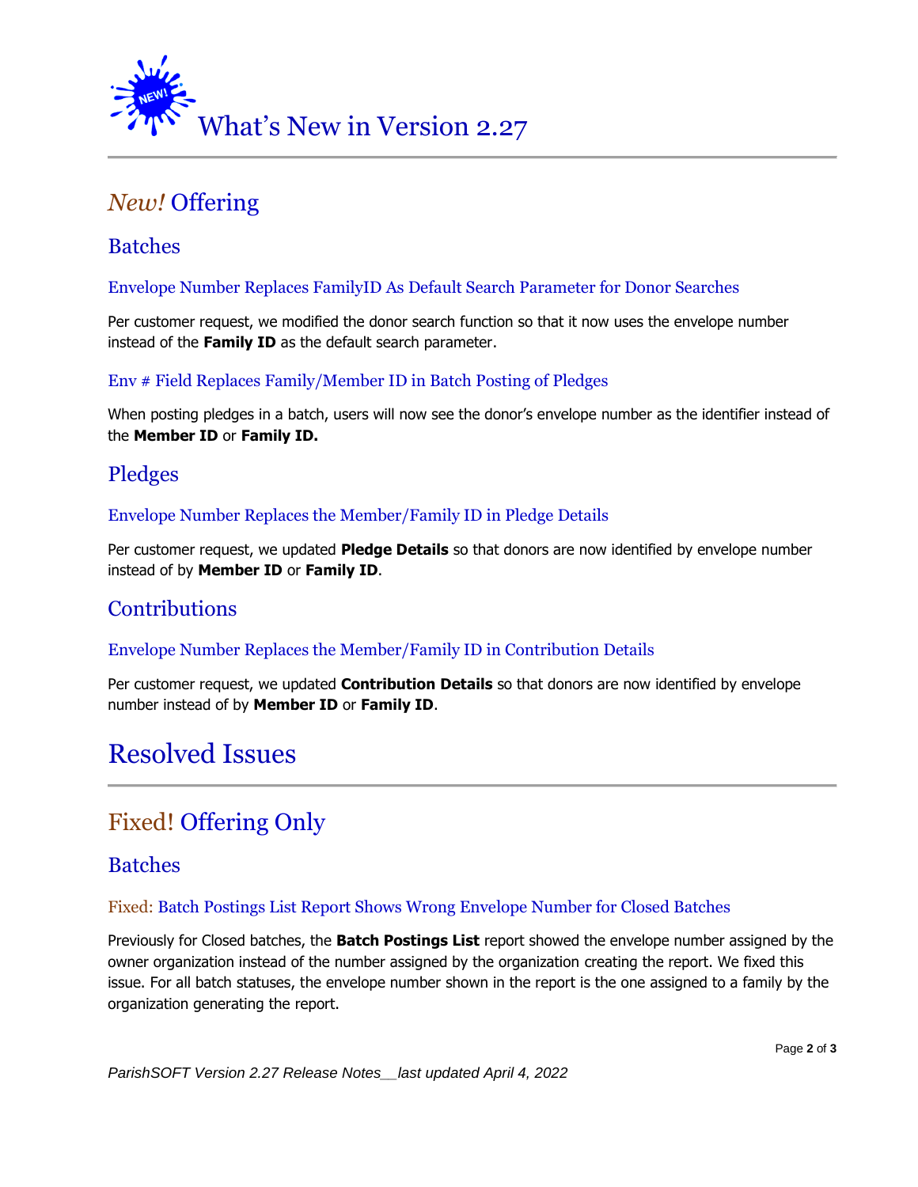# What's New in Version 2.27

## *New!* Offering

### Batches

#### Envelope Number Replaces FamilyID As Default Search Parameter for Donor Searches

Per customer request, we modified the donor search function so that it now uses the envelope number instead of the **Family ID** as the default search parameter.

#### Env # Field Replaces Family/Member ID in Batch Posting of Pledges

When posting pledges in a batch, users will now see the donor's envelope number as the identifier instead of the **Member ID** or **Family ID.**

### Pledges

#### Envelope Number Replaces the Member/Family ID in Pledge Details

Per customer request, we updated **Pledge Details** so that donors are now identified by envelope number instead of by **Member ID** or **Family ID**.

### Contributions

#### Envelope Number Replaces the Member/Family ID in Contribution Details

Per customer request, we updated **Contribution Details** so that donors are now identified by envelope number instead of by **Member ID** or **Family ID**.

# Resolved Issues

## Fixed! Offering Only

### Batches

#### Fixed: Batch Postings List Report Shows Wrong Envelope Number for Closed Batches

Previously for Closed batches, the **Batch Postings List** report showed the envelope number assigned by the owner organization instead of the number assigned by the organization creating the report. We fixed this issue. For all batch statuses, the envelope number shown in the report is the one assigned to a family by the organization generating the report.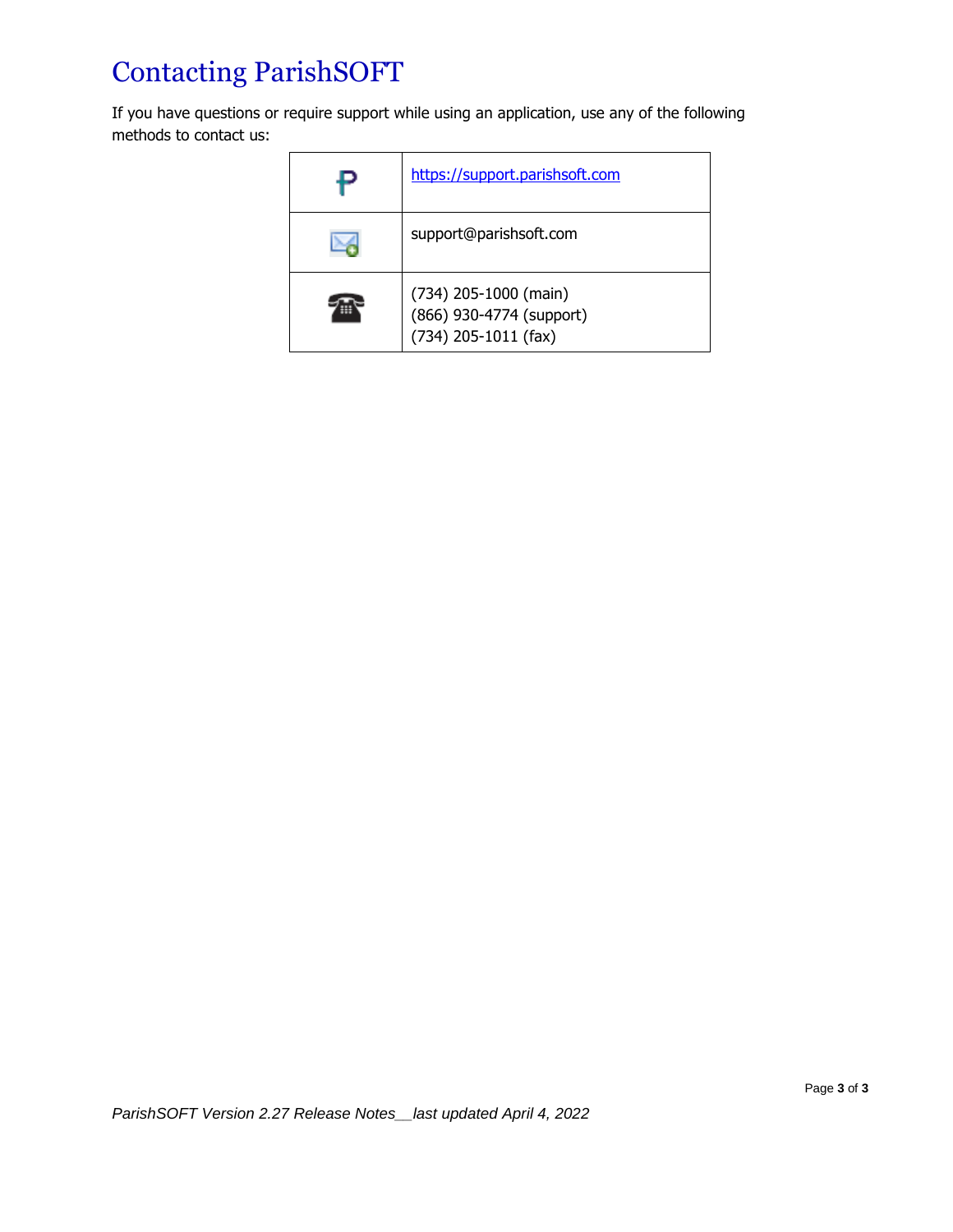# Contacting ParishSOFT

If you have questions or require support while using an application, use any of the following methods to contact us:

| | |
|---|---|
| | https://support.parishsoft.com |
| | support@parishsoft.com |
| | (734) 205-1000 (main)<br>(866) 930-4774 (support)<br>(734) 205-1011 (fax) |